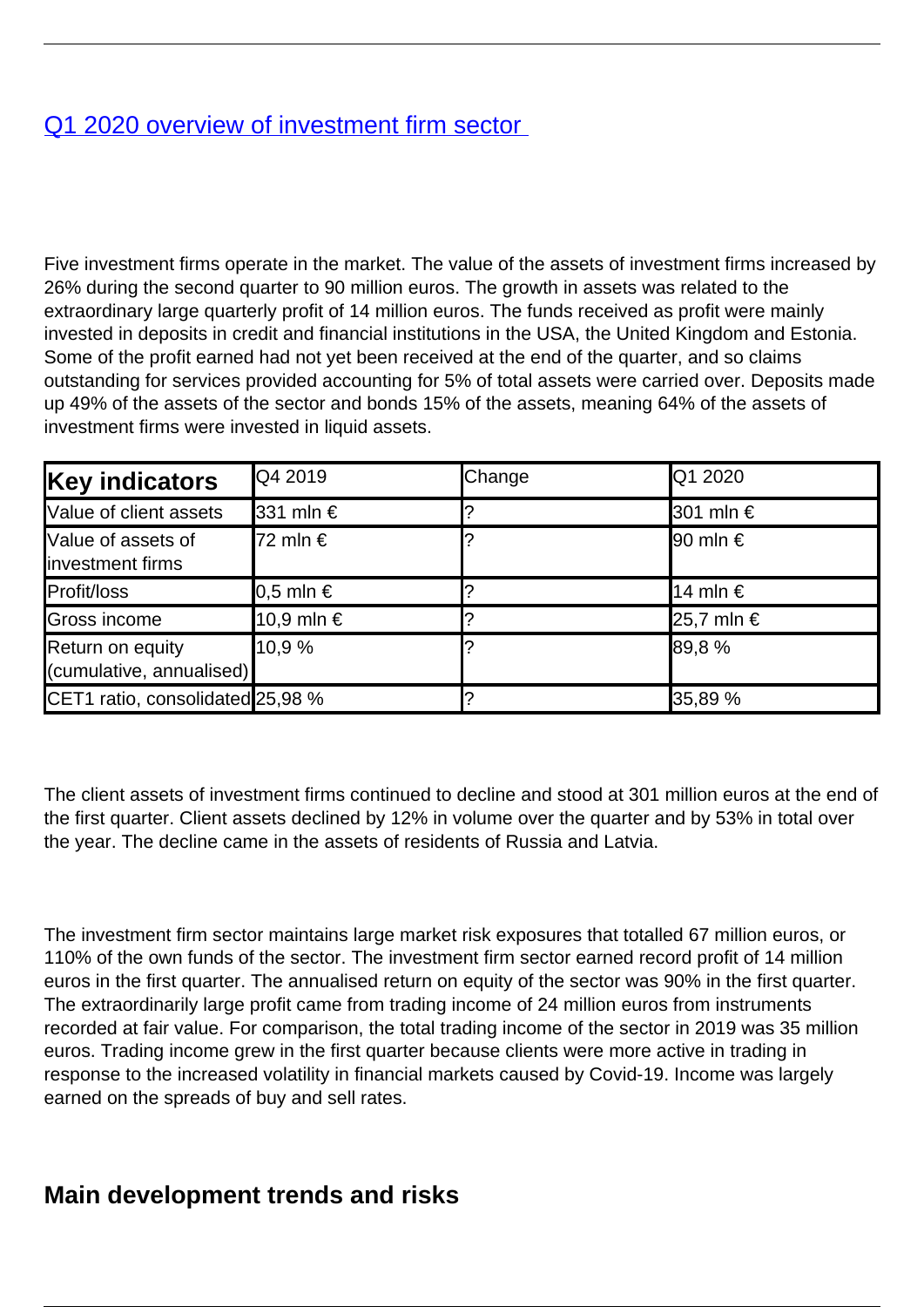# [Q1 2020 overview of investment firm sector](#)

Five investment firms operate in the market. The value of the assets of investment firms increased by 26% during the second quarter to 90 million euros. The growth in assets was related to the extraordinary large quarterly profit of 14 million euros. The funds received as profit were mainly invested in deposits in credit and financial institutions in the USA, the United Kingdom and Estonia. Some of the profit earned had not yet been received at the end of the quarter, and so claims outstanding for services provided accounting for 5% of total assets were carried over. Deposits made up 49% of the assets of the sector and bonds 15% of the assets, meaning 64% of the assets of investment firms were invested in liquid assets.

| **Key indicators** | Q4 2019 | Change | Q1 2020 |
| --- | --- | --- | --- |
| Value of client assets | 331 mln € | ? | 301 mln € |
| Value of assets of investment firms | 72 mln € | ? | 90 mln € |
| Profit/loss | 0,5 mln € | ? | 14 mln € |
| Gross income | 10,9 mln € | ? | 25,7 mln € |
| Return on equity (cumulative, annualised) | 10,9 % | ? | 89,8 % |
| CET1 ratio, consolidated | 25,98 % | ? | 35,89 % |

The client assets of investment firms continued to decline and stood at 301 million euros at the end of the first quarter. Client assets declined by 12% in volume over the quarter and by 53% in total over the year. The decline came in the assets of residents of Russia and Latvia.

The investment firm sector maintains large market risk exposures that totalled 67 million euros, or 110% of the own funds of the sector. The investment firm sector earned record profit of 14 million euros in the first quarter. The annualised return on equity of the sector was 90% in the first quarter. The extraordinarily large profit came from trading income of 24 million euros from instruments recorded at fair value. For comparison, the total trading income of the sector in 2019 was 35 million euros. Trading income grew in the first quarter because clients were more active in trading in response to the increased volatility in financial markets caused by Covid-19. Income was largely earned on the spreads of buy and sell rates.

## Main development trends and risks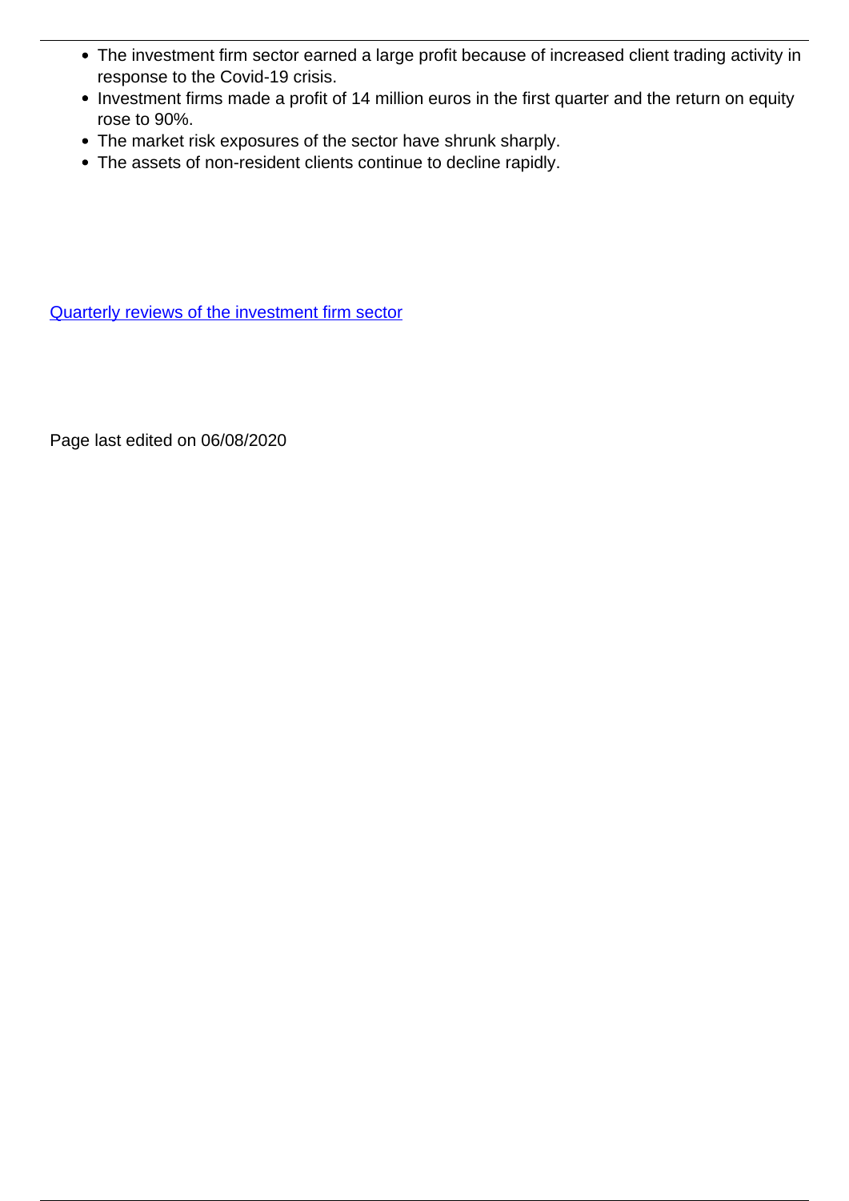- The investment firm sector earned a large profit because of increased client trading activity in response to the Covid-19 crisis.
- Investment firms made a profit of 14 million euros in the first quarter and the return on equity rose to 90%.
- The market risk exposures of the sector have shrunk sharply.
- The assets of non-resident clients continue to decline rapidly.

[Quarterly reviews of the investment firm sector]

Page last edited on 06/08/2020